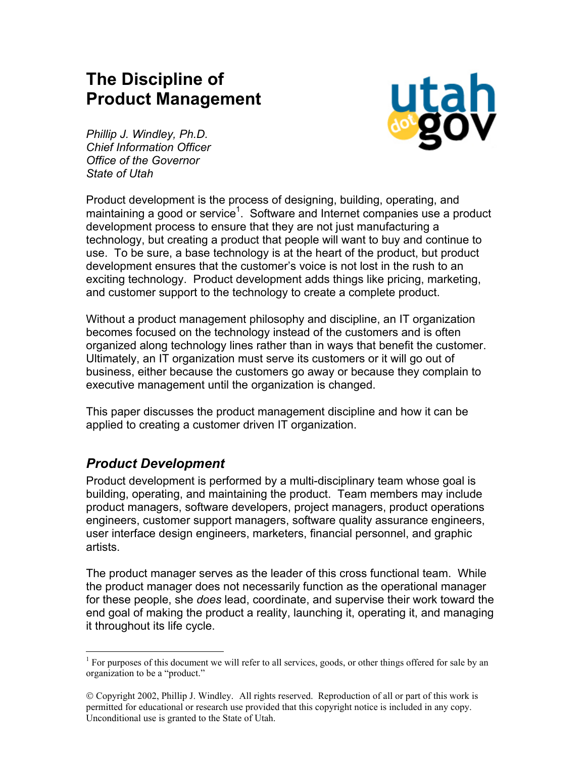# The Discipline of Product Management

*Phillip J. Windley, Ph.D.*
*Chief Information Officer*
*Office of the Governor*
*State of Utah*

Product development is the process of designing, building, operating, and maintaining a good or service[1]. Software and Internet companies use a product development process to ensure that they are not just manufacturing a technology, but creating a product that people will want to buy and continue to use. To be sure, a base technology is at the heart of the product, but product development ensures that the customer's voice is not lost in the rush to an exciting technology. Product development adds things like pricing, marketing, and customer support to the technology to create a complete product.

Without a product management philosophy and discipline, an IT organization becomes focused on the technology instead of the customers and is often organized along technology lines rather than in ways that benefit the customer. Ultimately, an IT organization must serve its customers or it will go out of business, either because the customers go away or because they complain to executive management until the organization is changed.

This paper discusses the product management discipline and how it can be applied to creating a customer driven IT organization.

## *Product Development*

Product development is performed by a multi-disciplinary team whose goal is building, operating, and maintaining the product. Team members may include product managers, software developers, project managers, product operations engineers, customer support managers, software quality assurance engineers, user interface design engineers, marketers, financial personnel, and graphic artists.

The product manager serves as the leader of this cross functional team. While the product manager does not necessarily function as the operational manager for these people, she *does* lead, coordinate, and supervise their work toward the end goal of making the product a reality, launching it, operating it, and managing it throughout its life cycle.

[1] For purposes of this document we will refer to all services, goods, or other things offered for sale by an organization to be a "product."

© Copyright 2002, Phillip J. Windley. All rights reserved. Reproduction of all or part of this work is permitted for educational or research use provided that this copyright notice is included in any copy. Unconditional use is granted to the State of Utah.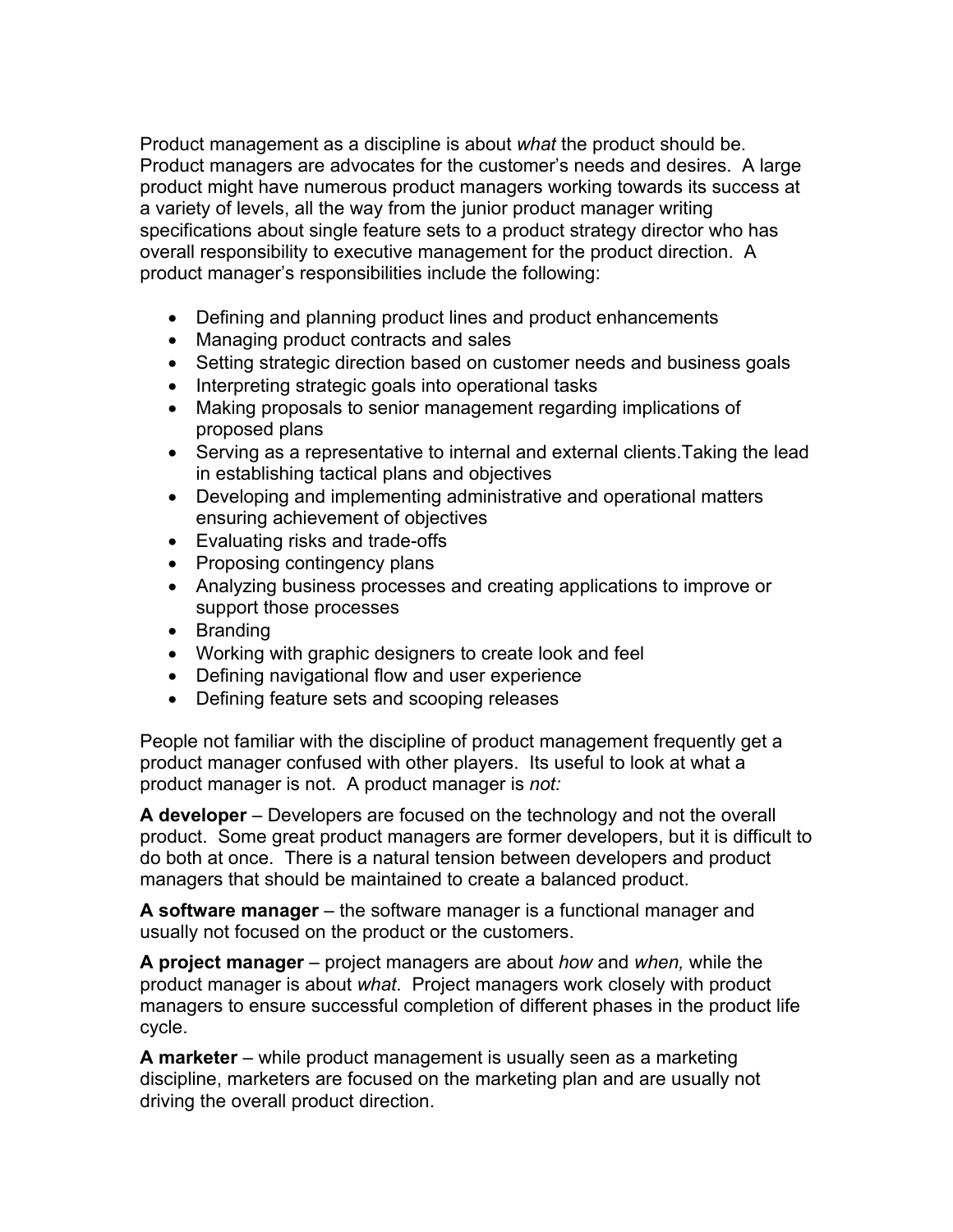Product management as a discipline is about *what* the product should be. Product managers are advocates for the customer's needs and desires. A large product might have numerous product managers working towards its success at a variety of levels, all the way from the junior product manager writing specifications about single feature sets to a product strategy director who has overall responsibility to executive management for the product direction. A product manager's responsibilities include the following:

- Defining and planning product lines and product enhancements
- Managing product contracts and sales
- Setting strategic direction based on customer needs and business goals
- Interpreting strategic goals into operational tasks
- Making proposals to senior management regarding implications of proposed plans
- Serving as a representative to internal and external clients.Taking the lead in establishing tactical plans and objectives
- Developing and implementing administrative and operational matters ensuring achievement of objectives
- Evaluating risks and trade-offs
- Proposing contingency plans
- Analyzing business processes and creating applications to improve or support those processes
- Branding
- Working with graphic designers to create look and feel
- Defining navigational flow and user experience
- Defining feature sets and scooping releases

People not familiar with the discipline of product management frequently get a product manager confused with other players. Its useful to look at what a product manager is not. A product manager is *not:*

**A developer** – Developers are focused on the technology and not the overall product. Some great product managers are former developers, but it is difficult to do both at once. There is a natural tension between developers and product managers that should be maintained to create a balanced product.

**A software manager** – the software manager is a functional manager and usually not focused on the product or the customers.

**A project manager** – project managers are about *how* and *when,* while the product manager is about *what.* Project managers work closely with product managers to ensure successful completion of different phases in the product life cycle.

**A marketer** – while product management is usually seen as a marketing discipline, marketers are focused on the marketing plan and are usually not driving the overall product direction.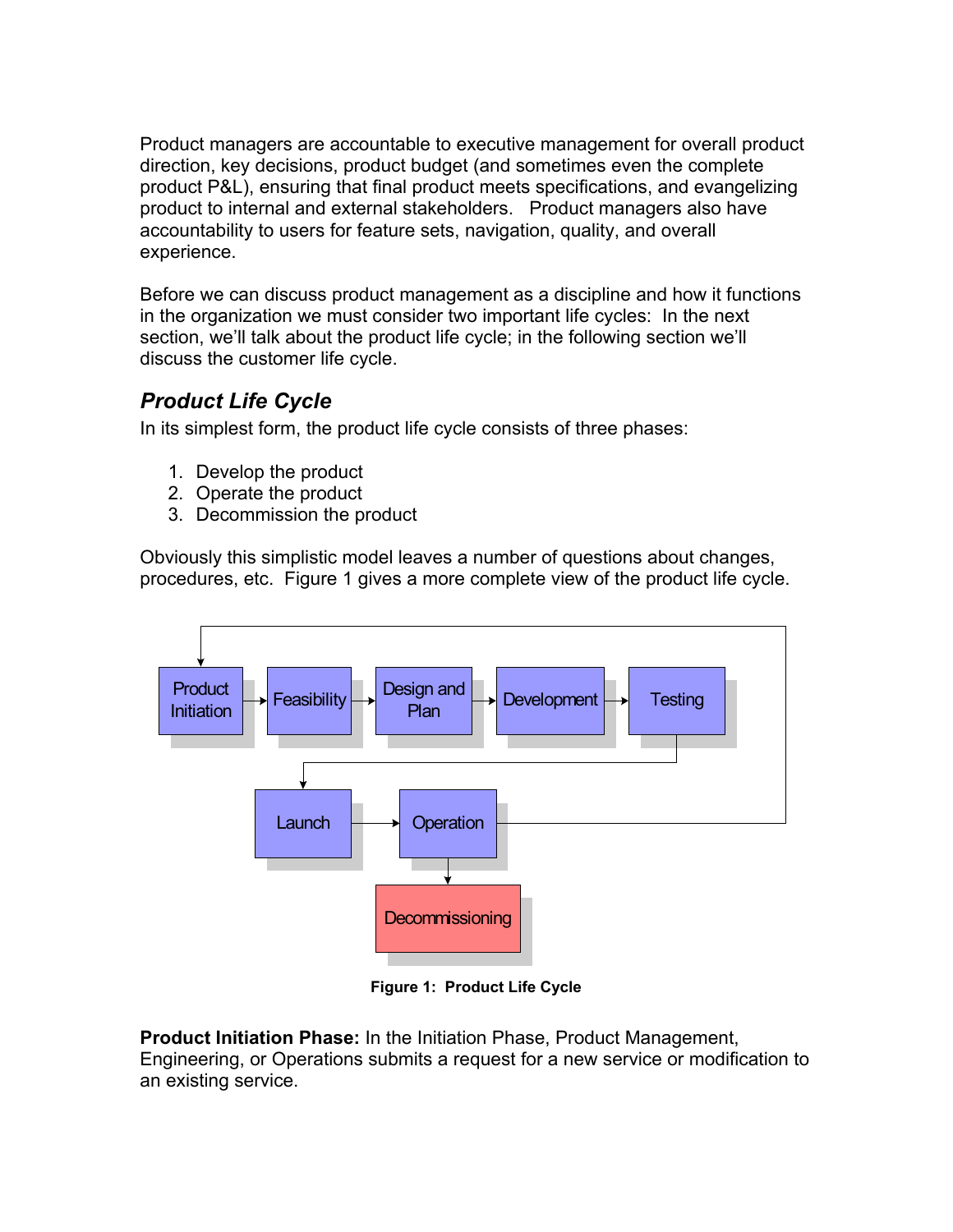Product managers are accountable to executive management for overall product direction, key decisions, product budget (and sometimes even the complete product P&L), ensuring that final product meets specifications, and evangelizing product to internal and external stakeholders. Product managers also have accountability to users for feature sets, navigation, quality, and overall experience.

Before we can discuss product management as a discipline and how it functions in the organization we must consider two important life cycles: In the next section, we'll talk about the product life cycle; in the following section we'll discuss the customer life cycle.

## *Product Life Cycle*

In its simplest form, the product life cycle consists of three phases:

1. Develop the product
2. Operate the product
3. Decommission the product

Obviously this simplistic model leaves a number of questions about changes, procedures, etc. Figure 1 gives a more complete view of the product life cycle.

Product Initiation → Feasibility → Design and Plan → Development → Testing → Launch → Operation → Decommissioning

**Figure 1: Product Life Cycle**

**Product Initiation Phase:** In the Initiation Phase, Product Management, Engineering, or Operations submits a request for a new service or modification to an existing service.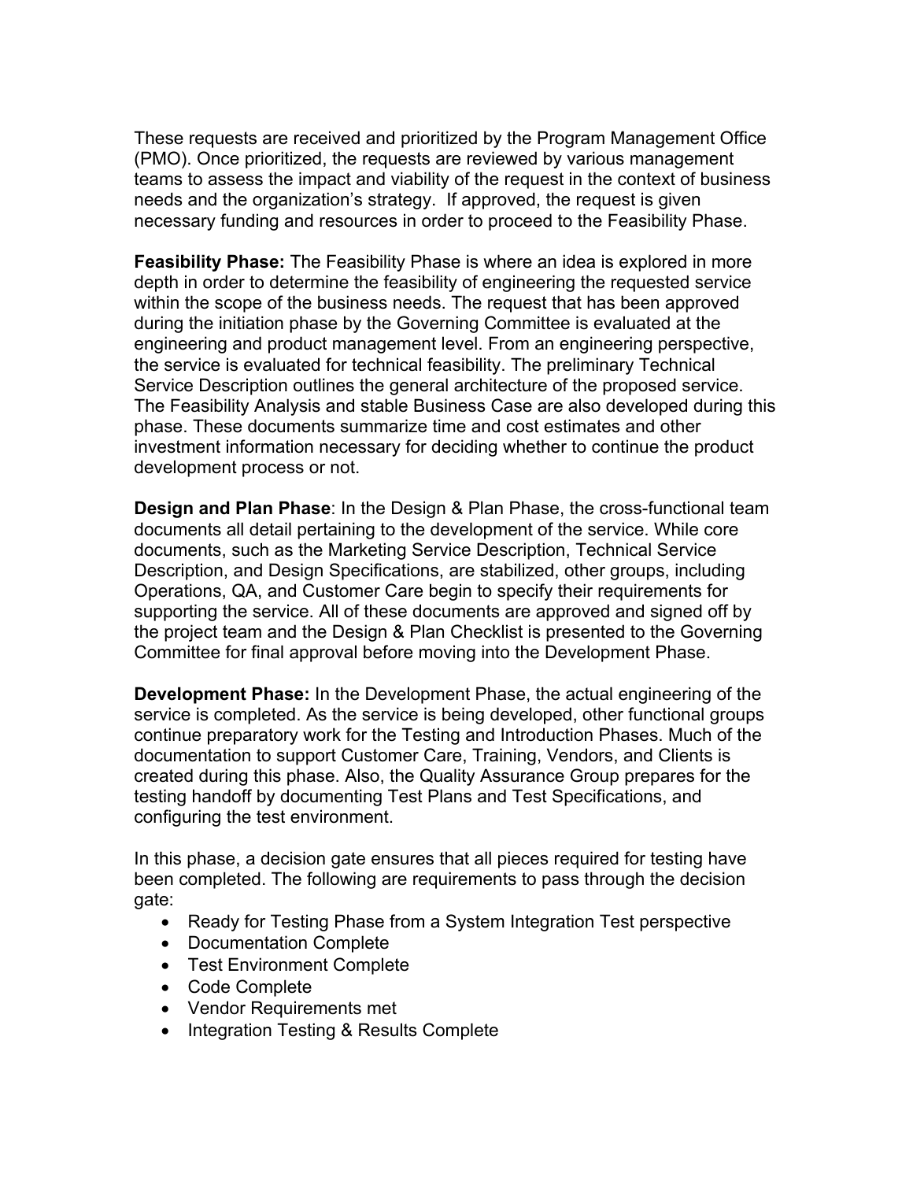These requests are received and prioritized by the Program Management Office (PMO). Once prioritized, the requests are reviewed by various management teams to assess the impact and viability of the request in the context of business needs and the organization's strategy. If approved, the request is given necessary funding and resources in order to proceed to the Feasibility Phase.

**Feasibility Phase:** The Feasibility Phase is where an idea is explored in more depth in order to determine the feasibility of engineering the requested service within the scope of the business needs. The request that has been approved during the initiation phase by the Governing Committee is evaluated at the engineering and product management level. From an engineering perspective, the service is evaluated for technical feasibility. The preliminary Technical Service Description outlines the general architecture of the proposed service. The Feasibility Analysis and stable Business Case are also developed during this phase. These documents summarize time and cost estimates and other investment information necessary for deciding whether to continue the product development process or not.

**Design and Plan Phase**: In the Design & Plan Phase, the cross-functional team documents all detail pertaining to the development of the service. While core documents, such as the Marketing Service Description, Technical Service Description, and Design Specifications, are stabilized, other groups, including Operations, QA, and Customer Care begin to specify their requirements for supporting the service. All of these documents are approved and signed off by the project team and the Design & Plan Checklist is presented to the Governing Committee for final approval before moving into the Development Phase.

**Development Phase:** In the Development Phase, the actual engineering of the service is completed. As the service is being developed, other functional groups continue preparatory work for the Testing and Introduction Phases. Much of the documentation to support Customer Care, Training, Vendors, and Clients is created during this phase. Also, the Quality Assurance Group prepares for the testing handoff by documenting Test Plans and Test Specifications, and configuring the test environment.

In this phase, a decision gate ensures that all pieces required for testing have been completed. The following are requirements to pass through the decision gate:

- Ready for Testing Phase from a System Integration Test perspective
- Documentation Complete
- Test Environment Complete
- Code Complete
- Vendor Requirements met
- Integration Testing & Results Complete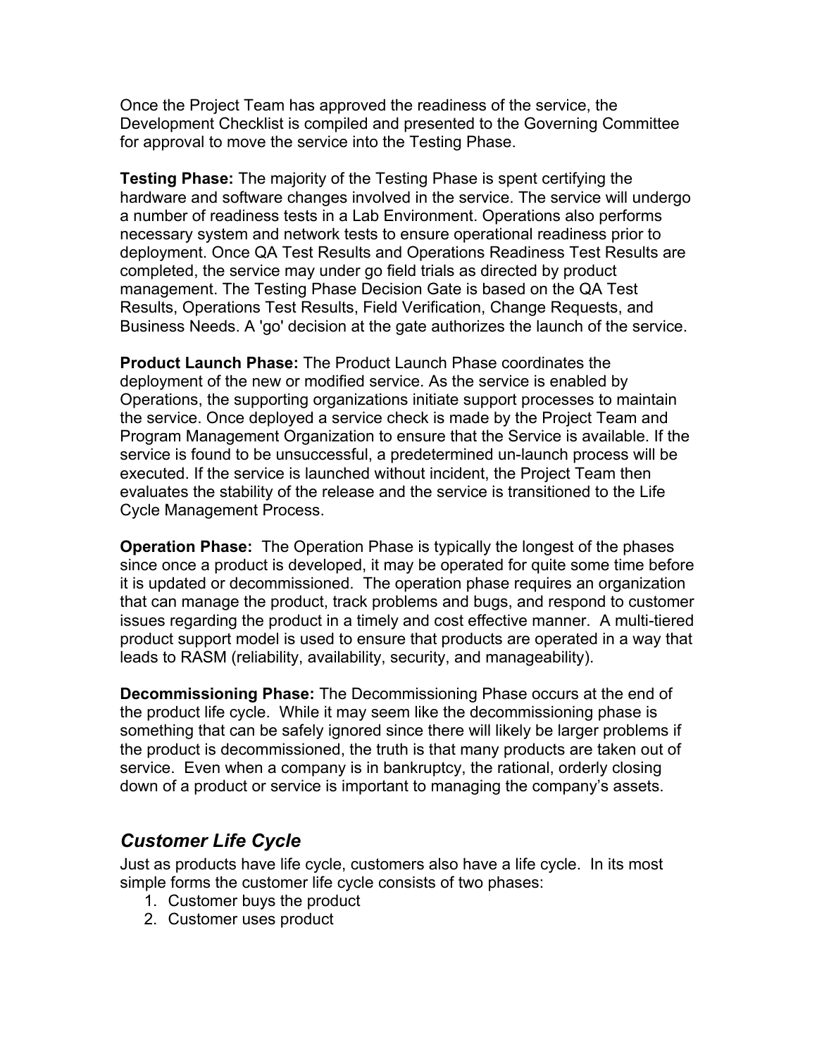Once the Project Team has approved the readiness of the service, the Development Checklist is compiled and presented to the Governing Committee for approval to move the service into the Testing Phase.

**Testing Phase:** The majority of the Testing Phase is spent certifying the hardware and software changes involved in the service. The service will undergo a number of readiness tests in a Lab Environment. Operations also performs necessary system and network tests to ensure operational readiness prior to deployment. Once QA Test Results and Operations Readiness Test Results are completed, the service may under go field trials as directed by product management. The Testing Phase Decision Gate is based on the QA Test Results, Operations Test Results, Field Verification, Change Requests, and Business Needs. A 'go' decision at the gate authorizes the launch of the service.

**Product Launch Phase:** The Product Launch Phase coordinates the deployment of the new or modified service. As the service is enabled by Operations, the supporting organizations initiate support processes to maintain the service. Once deployed a service check is made by the Project Team and Program Management Organization to ensure that the Service is available. If the service is found to be unsuccessful, a predetermined un-launch process will be executed. If the service is launched without incident, the Project Team then evaluates the stability of the release and the service is transitioned to the Life Cycle Management Process.

**Operation Phase:** The Operation Phase is typically the longest of the phases since once a product is developed, it may be operated for quite some time before it is updated or decommissioned. The operation phase requires an organization that can manage the product, track problems and bugs, and respond to customer issues regarding the product in a timely and cost effective manner. A multi-tiered product support model is used to ensure that products are operated in a way that leads to RASM (reliability, availability, security, and manageability).

**Decommissioning Phase:** The Decommissioning Phase occurs at the end of the product life cycle. While it may seem like the decommissioning phase is something that can be safely ignored since there will likely be larger problems if the product is decommissioned, the truth is that many products are taken out of service. Even when a company is in bankruptcy, the rational, orderly closing down of a product or service is important to managing the company's assets.

## *Customer Life Cycle*

Just as products have life cycle, customers also have a life cycle. In its most simple forms the customer life cycle consists of two phases:

1. Customer buys the product
2. Customer uses product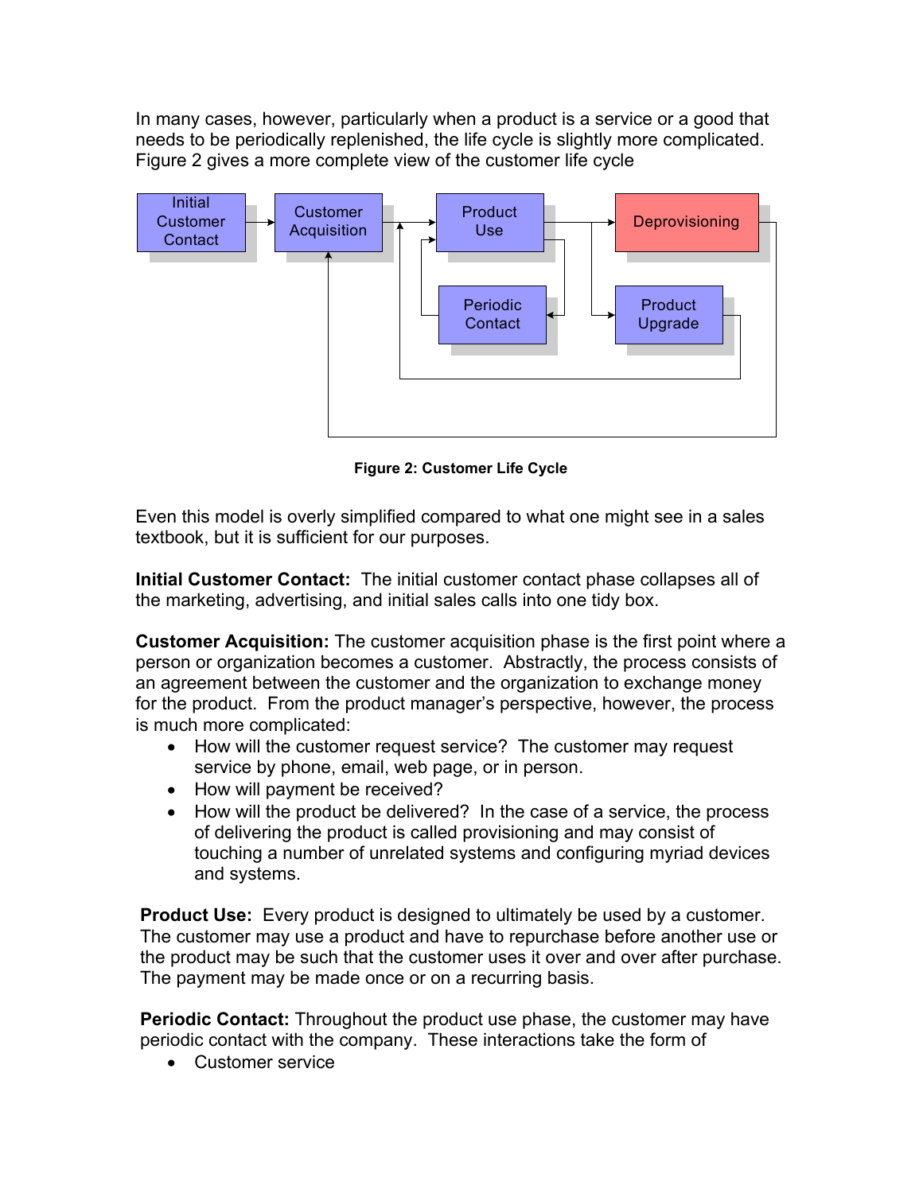In many cases, however, particularly when a product is a service or a good that needs to be periodically replenished, the life cycle is slightly more complicated. Figure 2 gives a more complete view of the customer life cycle

**Figure 2: Customer Life Cycle**

Even this model is overly simplified compared to what one might see in a sales textbook, but it is sufficient for our purposes.

**Initial Customer Contact:** The initial customer contact phase collapses all of the marketing, advertising, and initial sales calls into one tidy box.

**Customer Acquisition:** The customer acquisition phase is the first point where a person or organization becomes a customer. Abstractly, the process consists of an agreement between the customer and the organization to exchange money for the product. From the product manager's perspective, however, the process is much more complicated:

- How will the customer request service? The customer may request service by phone, email, web page, or in person.
- How will payment be received?
- How will the product be delivered? In the case of a service, the process of delivering the product is called provisioning and may consist of touching a number of unrelated systems and configuring myriad devices and systems.

**Product Use:** Every product is designed to ultimately be used by a customer. The customer may use a product and have to repurchase before another use or the product may be such that the customer uses it over and over after purchase. The payment may be made once or on a recurring basis.

**Periodic Contact:** Throughout the product use phase, the customer may have periodic contact with the company. These interactions take the form of

- Customer service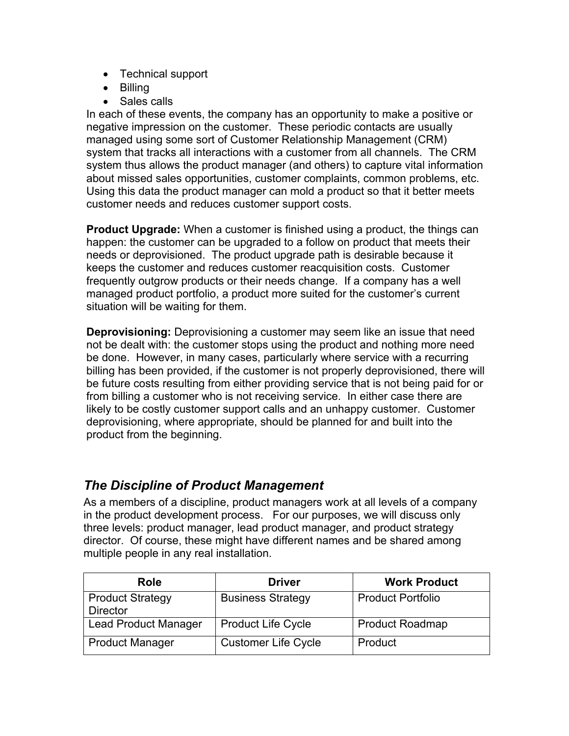- Technical support
- Billing
- Sales calls

In each of these events, the company has an opportunity to make a positive or negative impression on the customer. These periodic contacts are usually managed using some sort of Customer Relationship Management (CRM) system that tracks all interactions with a customer from all channels. The CRM system thus allows the product manager (and others) to capture vital information about missed sales opportunities, customer complaints, common problems, etc. Using this data the product manager can mold a product so that it better meets customer needs and reduces customer support costs.

**Product Upgrade:** When a customer is finished using a product, the things can happen: the customer can be upgraded to a follow on product that meets their needs or deprovisioned. The product upgrade path is desirable because it keeps the customer and reduces customer reacquisition costs. Customer frequently outgrow products or their needs change. If a company has a well managed product portfolio, a product more suited for the customer's current situation will be waiting for them.

**Deprovisioning:** Deprovisioning a customer may seem like an issue that need not be dealt with: the customer stops using the product and nothing more need be done. However, in many cases, particularly where service with a recurring billing has been provided, if the customer is not properly deprovisioned, there will be future costs resulting from either providing service that is not being paid for or from billing a customer who is not receiving service. In either case there are likely to be costly customer support calls and an unhappy customer. Customer deprovisioning, where appropriate, should be planned for and built into the product from the beginning.

## *The Discipline of Product Management*

As a members of a discipline, product managers work at all levels of a company in the product development process. For our purposes, we will discuss only three levels: product manager, lead product manager, and product strategy director. Of course, these might have different names and be shared among multiple people in any real installation.

| Role | Driver | Work Product |
| --- | --- | --- |
| Product Strategy Director | Business Strategy | Product Portfolio |
| Lead Product Manager | Product Life Cycle | Product Roadmap |
| Product Manager | Customer Life Cycle | Product |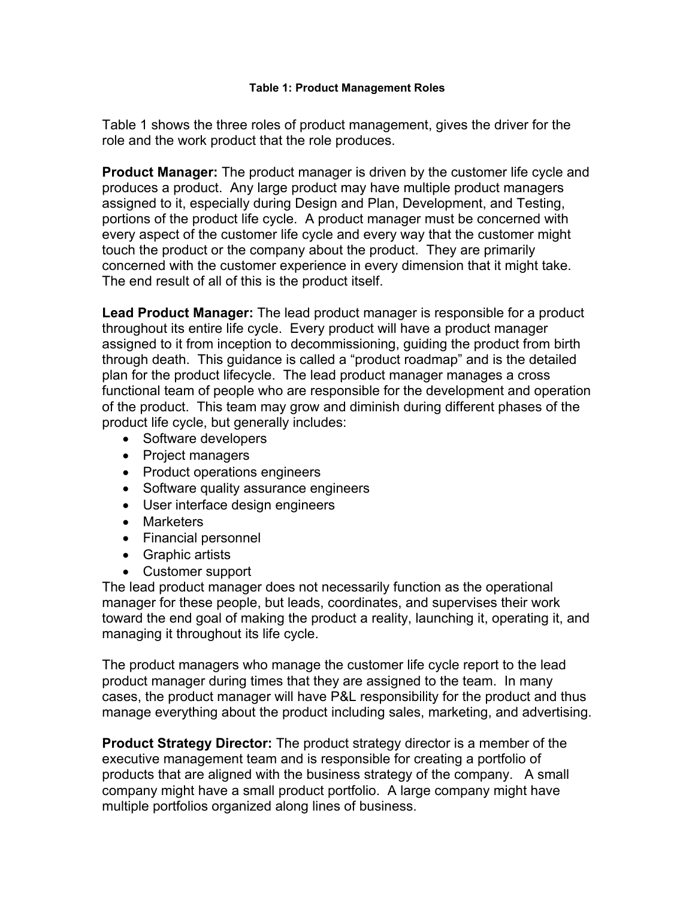**Table 1: Product Management Roles**

Table 1 shows the three roles of product management, gives the driver for the role and the work product that the role produces.

**Product Manager:** The product manager is driven by the customer life cycle and produces a product. Any large product may have multiple product managers assigned to it, especially during Design and Plan, Development, and Testing, portions of the product life cycle. A product manager must be concerned with every aspect of the customer life cycle and every way that the customer might touch the product or the company about the product. They are primarily concerned with the customer experience in every dimension that it might take. The end result of all of this is the product itself.

**Lead Product Manager:** The lead product manager is responsible for a product throughout its entire life cycle. Every product will have a product manager assigned to it from inception to decommissioning, guiding the product from birth through death. This guidance is called a "product roadmap" and is the detailed plan for the product lifecycle. The lead product manager manages a cross functional team of people who are responsible for the development and operation of the product. This team may grow and diminish during different phases of the product life cycle, but generally includes:

- Software developers
- Project managers
- Product operations engineers
- Software quality assurance engineers
- User interface design engineers
- Marketers
- Financial personnel
- Graphic artists
- Customer support

The lead product manager does not necessarily function as the operational manager for these people, but leads, coordinates, and supervises their work toward the end goal of making the product a reality, launching it, operating it, and managing it throughout its life cycle.

The product managers who manage the customer life cycle report to the lead product manager during times that they are assigned to the team. In many cases, the product manager will have P&L responsibility for the product and thus manage everything about the product including sales, marketing, and advertising.

**Product Strategy Director:** The product strategy director is a member of the executive management team and is responsible for creating a portfolio of products that are aligned with the business strategy of the company. A small company might have a small product portfolio. A large company might have multiple portfolios organized along lines of business.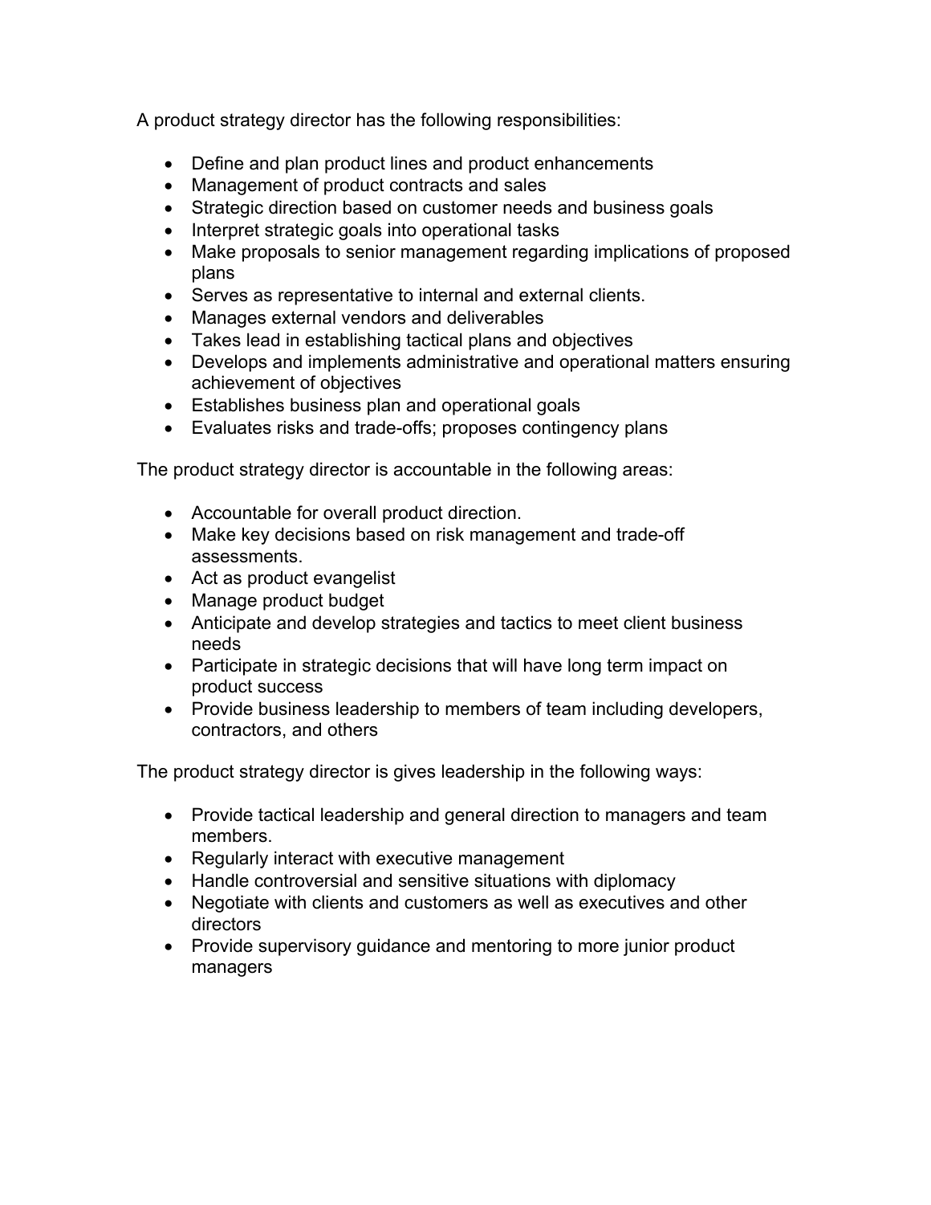A product strategy director has the following responsibilities:

- Define and plan product lines and product enhancements
- Management of product contracts and sales
- Strategic direction based on customer needs and business goals
- Interpret strategic goals into operational tasks
- Make proposals to senior management regarding implications of proposed plans
- Serves as representative to internal and external clients.
- Manages external vendors and deliverables
- Takes lead in establishing tactical plans and objectives
- Develops and implements administrative and operational matters ensuring achievement of objectives
- Establishes business plan and operational goals
- Evaluates risks and trade-offs; proposes contingency plans

The product strategy director is accountable in the following areas:

- Accountable for overall product direction.
- Make key decisions based on risk management and trade-off assessments.
- Act as product evangelist
- Manage product budget
- Anticipate and develop strategies and tactics to meet client business needs
- Participate in strategic decisions that will have long term impact on product success
- Provide business leadership to members of team including developers, contractors, and others

The product strategy director is gives leadership in the following ways:

- Provide tactical leadership and general direction to managers and team members.
- Regularly interact with executive management
- Handle controversial and sensitive situations with diplomacy
- Negotiate with clients and customers as well as executives and other directors
- Provide supervisory guidance and mentoring to more junior product managers